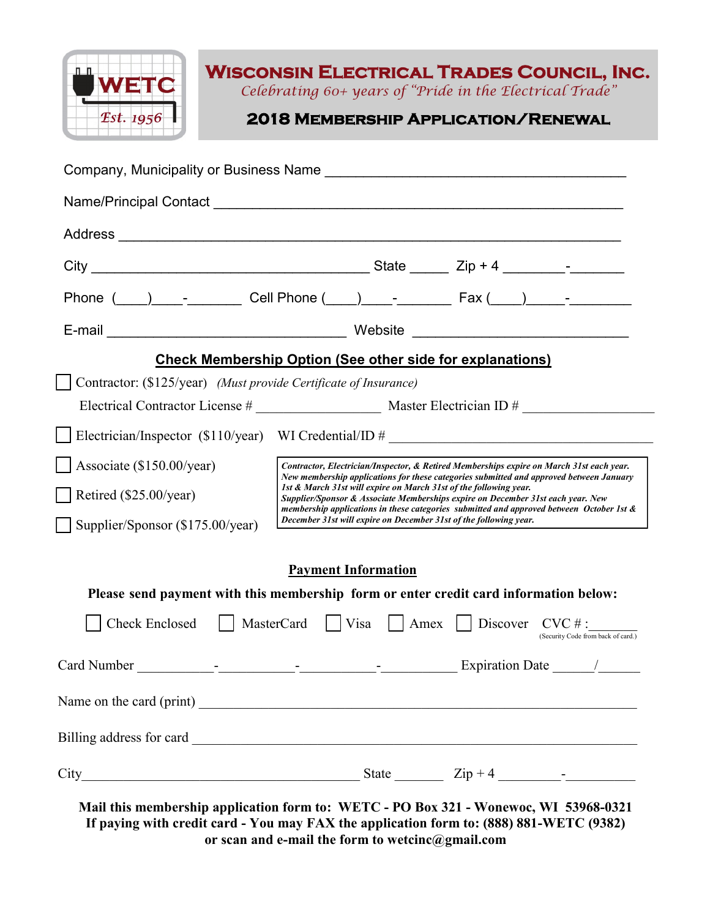WETC
Est. 1956

# Wisconsin Electrical Trades Council, Inc.

*Celebrating 60+ years of "Pride in the Electrical Trade"*

## 2018 Membership Application/Renewal

Company, Municipality or Business Name ______________________________________

Name/Principal Contact ____________________________________________________

Address __________________________________________________________________

City ___________________________________ State _____ Zip + 4 ________-_______

Phone (____)____-_______ Cell Phone (____)____-_______ Fax (____)_____-________

E-mail _______________________________ Website ____________________________

### Check Membership Option (See other side for explanations)

☐ Contractor: ($125/year) *(Must provide Certificate of Insurance)*

Electrical Contractor License # __________________ Master Electrician ID # __________________

☐ Electrician/Inspector ($110/year) WI Credential/ID # ________________________________________

☐ Associate ($150.00/year)

☐ Retired ($25.00/year)

☐ Supplier/Sponsor ($175.00/year)

***Contractor, Electrician/Inspector, & Retired Memberships expire on March 31st each year. New membership applications for these categories submitted and approved between January 1st & March 31st will expire on March 31st of the following year. Supplier/Sponsor & Associate Memberships expire on December 31st each year. New membership applications in these categories submitted and approved between October 1st & December 31st will expire on December 31st of the following year.***

### Payment Information

**Please send payment with this membership form or enter credit card information below:**

☐ Check Enclosed ☐ MasterCard ☐ Visa ☐ Amex ☐ Discover CVC # :_______
(Security Code from back of card.)

Card Number ___________-___________-___________-___________ Expiration Date ______/______

Name on the card (print) ____________________________________________________________

Billing address for card _____________________________________________________________

City__________________________________________ State _______ Zip + 4 _________-__________

**Mail this membership application form to: WETC - PO Box 321 - Wonewoc, WI 53968-0321**
**If paying with credit card - You may FAX the application form to: (888) 881-WETC (9382)**
**or scan and e-mail the form to wetcinc@gmail.com**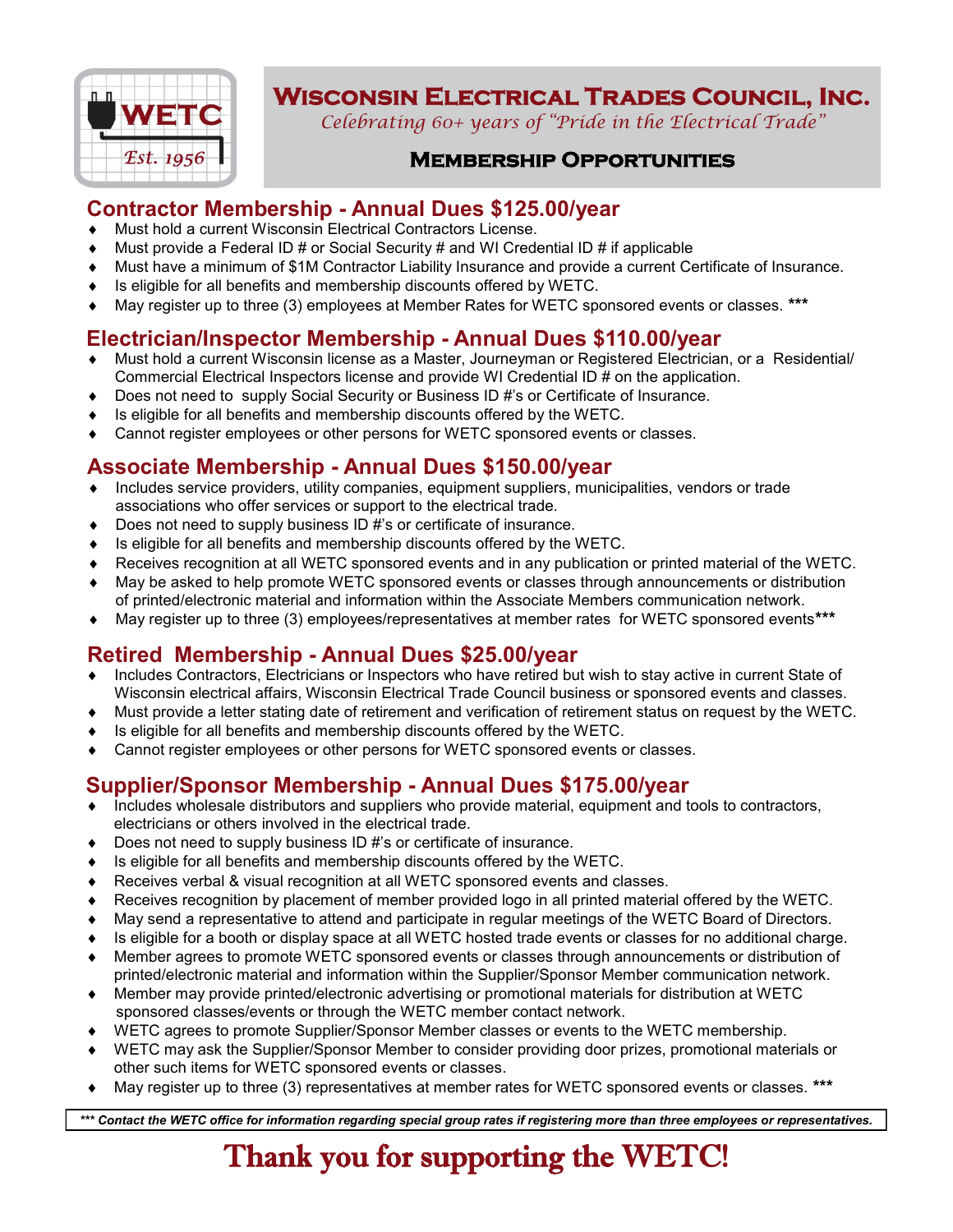# Wisconsin Electrical Trades Council, Inc.

*Celebrating 60+ years of "Pride in the Electrical Trade"*

WETC Est. 1956

## Membership Opportunities

## Contractor Membership - Annual Dues $125.00/year

- Must hold a current Wisconsin Electrical Contractors License.
- Must provide a Federal ID # or Social Security # and WI Credential ID # if applicable
- Must have a minimum of $1M Contractor Liability Insurance and provide a current Certificate of Insurance.
- Is eligible for all benefits and membership discounts offered by WETC.
- May register up to three (3) employees at Member Rates for WETC sponsored events or classes. ***

## Electrician/Inspector Membership - Annual Dues $110.00/year

- Must hold a current Wisconsin license as a Master, Journeyman or Registered Electrician, or a Residential/ Commercial Electrical Inspectors license and provide WI Credential ID # on the application.
- Does not need to supply Social Security or Business ID #'s or Certificate of Insurance.
- Is eligible for all benefits and membership discounts offered by the WETC.
- Cannot register employees or other persons for WETC sponsored events or classes.

## Associate Membership - Annual Dues $150.00/year

- Includes service providers, utility companies, equipment suppliers, municipalities, vendors or trade associations who offer services or support to the electrical trade.
- Does not need to supply business ID #'s or certificate of insurance.
- Is eligible for all benefits and membership discounts offered by the WETC.
- Receives recognition at all WETC sponsored events and in any publication or printed material of the WETC.
- May be asked to help promote WETC sponsored events or classes through announcements or distribution of printed/electronic material and information within the Associate Members communication network.
- May register up to three (3) employees/representatives at member rates for WETC sponsored events***

## Retired Membership - Annual Dues $25.00/year

- Includes Contractors, Electricians or Inspectors who have retired but wish to stay active in current State of Wisconsin electrical affairs, Wisconsin Electrical Trade Council business or sponsored events and classes.
- Must provide a letter stating date of retirement and verification of retirement status on request by the WETC.
- Is eligible for all benefits and membership discounts offered by the WETC.
- Cannot register employees or other persons for WETC sponsored events or classes.

## Supplier/Sponsor Membership - Annual Dues $175.00/year

- Includes wholesale distributors and suppliers who provide material, equipment and tools to contractors, electricians or others involved in the electrical trade.
- Does not need to supply business ID #'s or certificate of insurance.
- Is eligible for all benefits and membership discounts offered by the WETC.
- Receives verbal & visual recognition at all WETC sponsored events and classes.
- Receives recognition by placement of member provided logo in all printed material offered by the WETC.
- May send a representative to attend and participate in regular meetings of the WETC Board of Directors.
- Is eligible for a booth or display space at all WETC hosted trade events or classes for no additional charge.
- Member agrees to promote WETC sponsored events or classes through announcements or distribution of printed/electronic material and information within the Supplier/Sponsor Member communication network.
- Member may provide printed/electronic advertising or promotional materials for distribution at WETC sponsored classes/events or through the WETC member contact network.
- WETC agrees to promote Supplier/Sponsor Member classes or events to the WETC membership.
- WETC may ask the Supplier/Sponsor Member to consider providing door prizes, promotional materials or other such items for WETC sponsored events or classes.
- May register up to three (3) representatives at member rates for WETC sponsored events or classes. ***

***\*\*\* Contact the WETC office for information regarding special group rates if registering more than three employees or representatives.***

# Thank you for supporting the WETC!